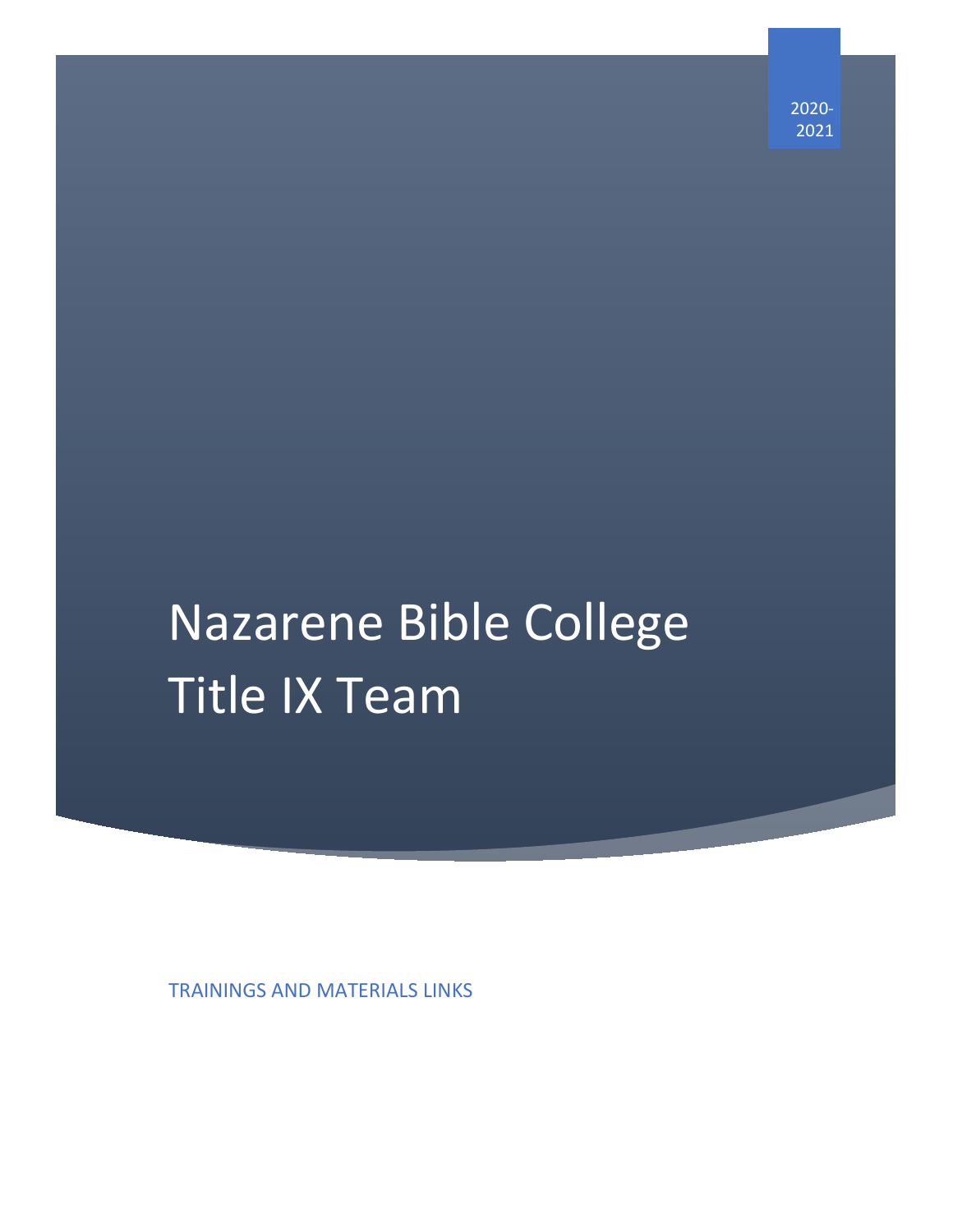2020-2021

# Nazarene Bible College Title IX Team

TRAININGS AND MATERIALS LINKS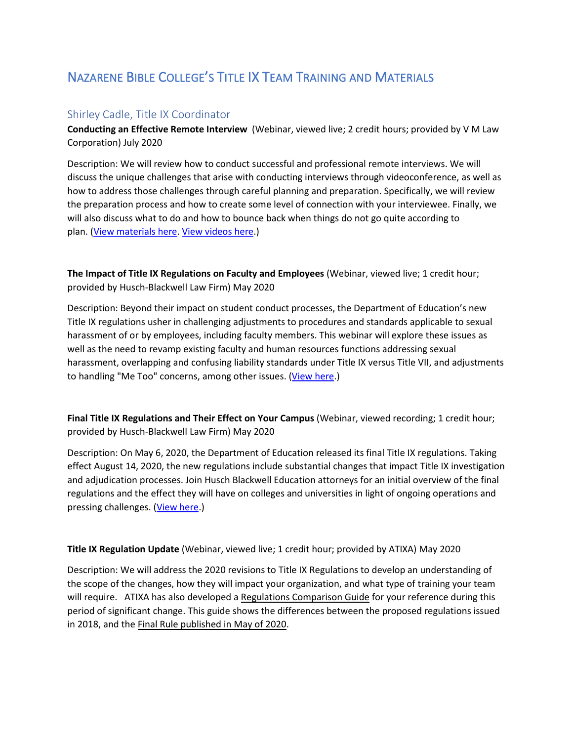# Nazarene Bible College's Title IX Team Training and Materials

## Shirley Cadle, Title IX Coordinator

**Conducting an Effective Remote Interview** (Webinar, viewed live; 2 credit hours; provided by V M Law Corporation) July 2020

Description: We will review how to conduct successful and professional remote interviews. We will discuss the unique challenges that arise with conducting interviews through videoconference, as well as how to address those challenges through careful planning and preparation. Specifically, we will review the preparation process and how to create some level of connection with your interviewee. Finally, we will also discuss what to do and how to bounce back when things do not go quite according to plan. (View materials here. View videos here.)

**The Impact of Title IX Regulations on Faculty and Employees** (Webinar, viewed live; 1 credit hour; provided by Husch-Blackwell Law Firm) May 2020

Description: Beyond their impact on student conduct processes, the Department of Education's new Title IX regulations usher in challenging adjustments to procedures and standards applicable to sexual harassment of or by employees, including faculty members. This webinar will explore these issues as well as the need to revamp existing faculty and human resources functions addressing sexual harassment, overlapping and confusing liability standards under Title IX versus Title VII, and adjustments to handling "Me Too" concerns, among other issues. (View here.)

**Final Title IX Regulations and Their Effect on Your Campus** (Webinar, viewed recording; 1 credit hour; provided by Husch-Blackwell Law Firm) May 2020

Description: On May 6, 2020, the Department of Education released its final Title IX regulations. Taking effect August 14, 2020, the new regulations include substantial changes that impact Title IX investigation and adjudication processes. Join Husch Blackwell Education attorneys for an initial overview of the final regulations and the effect they will have on colleges and universities in light of ongoing operations and pressing challenges. (View here.)

**Title IX Regulation Update** (Webinar, viewed live; 1 credit hour; provided by ATIXA) May 2020

Description: We will address the 2020 revisions to Title IX Regulations to develop an understanding of the scope of the changes, how they will impact your organization, and what type of training your team will require. ATIXA has also developed a Regulations Comparison Guide for your reference during this period of significant change. This guide shows the differences between the proposed regulations issued in 2018, and the Final Rule published in May of 2020.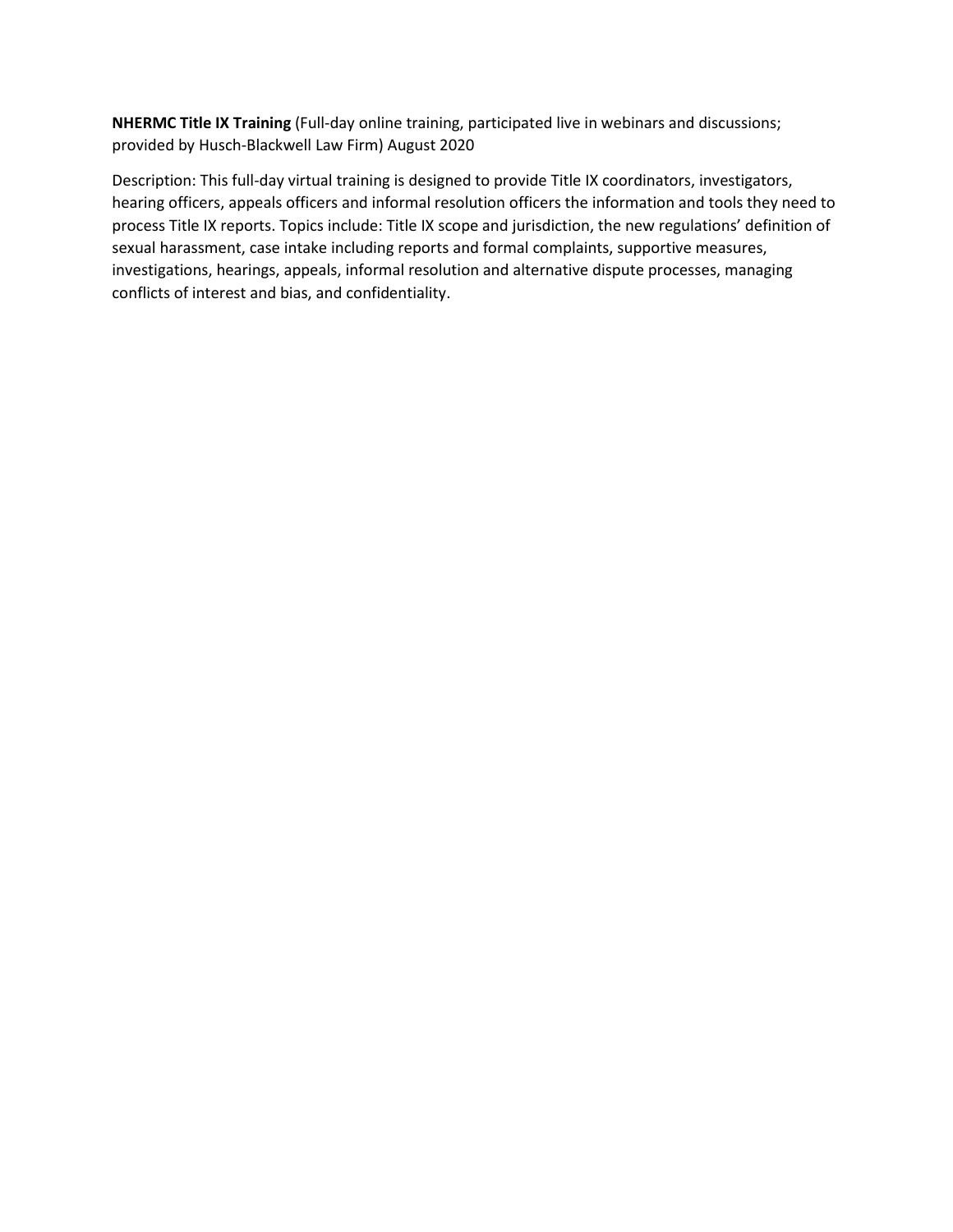**NHERMC Title IX Training** (Full-day online training, participated live in webinars and discussions; provided by Husch-Blackwell Law Firm) August 2020

Description: This full-day virtual training is designed to provide Title IX coordinators, investigators, hearing officers, appeals officers and informal resolution officers the information and tools they need to process Title IX reports. Topics include: Title IX scope and jurisdiction, the new regulations' definition of sexual harassment, case intake including reports and formal complaints, supportive measures, investigations, hearings, appeals, informal resolution and alternative dispute processes, managing conflicts of interest and bias, and confidentiality.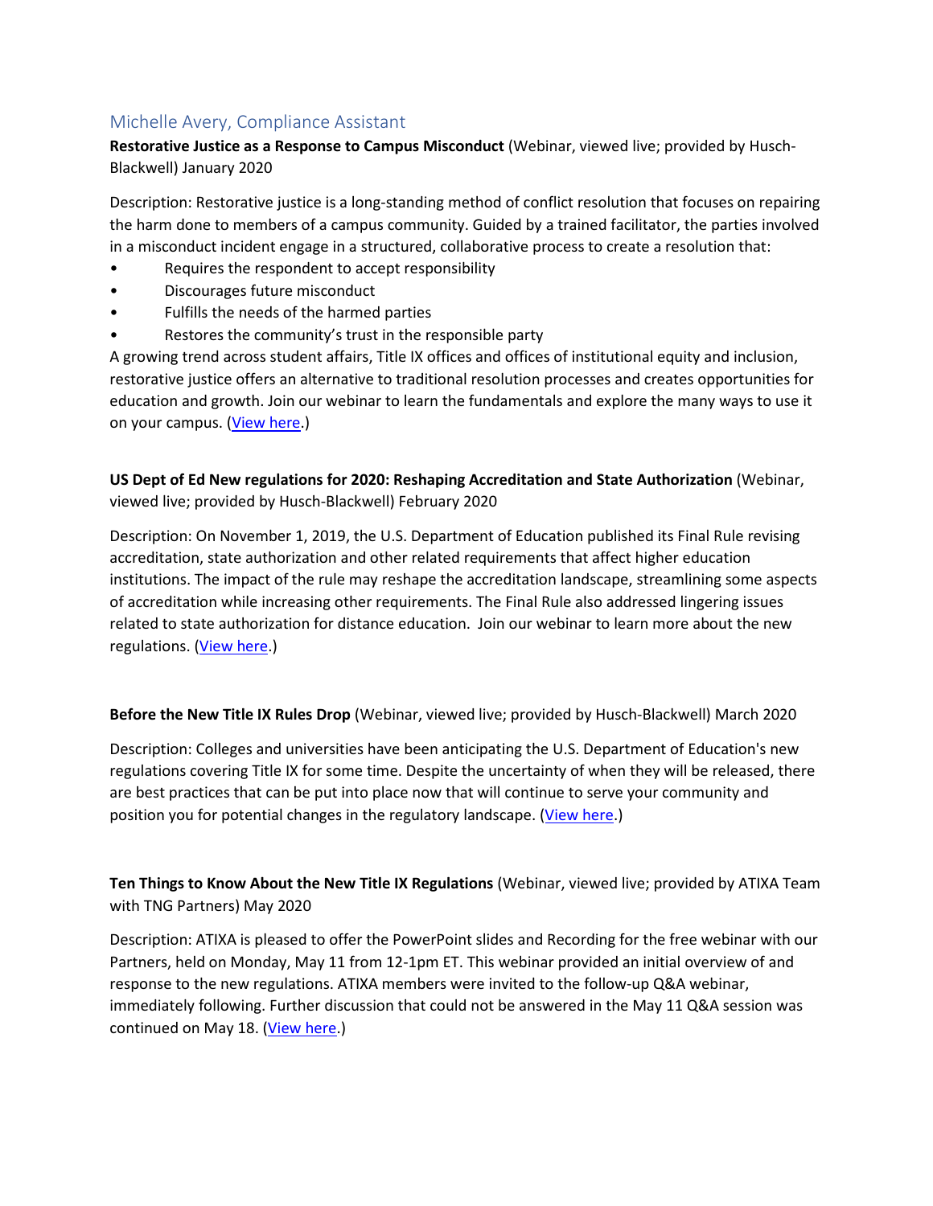## Michelle Avery, Compliance Assistant

**Restorative Justice as a Response to Campus Misconduct** (Webinar, viewed live; provided by Husch-Blackwell) January 2020

Description: Restorative justice is a long-standing method of conflict resolution that focuses on repairing the harm done to members of a campus community. Guided by a trained facilitator, the parties involved in a misconduct incident engage in a structured, collaborative process to create a resolution that:

- Requires the respondent to accept responsibility
- Discourages future misconduct
- Fulfills the needs of the harmed parties
- Restores the community's trust in the responsible party

A growing trend across student affairs, Title IX offices and offices of institutional equity and inclusion, restorative justice offers an alternative to traditional resolution processes and creates opportunities for education and growth. Join our webinar to learn the fundamentals and explore the many ways to use it on your campus. (View here.)

**US Dept of Ed New regulations for 2020: Reshaping Accreditation and State Authorization** (Webinar, viewed live; provided by Husch-Blackwell) February 2020

Description: On November 1, 2019, the U.S. Department of Education published its Final Rule revising accreditation, state authorization and other related requirements that affect higher education institutions. The impact of the rule may reshape the accreditation landscape, streamlining some aspects of accreditation while increasing other requirements. The Final Rule also addressed lingering issues related to state authorization for distance education. Join our webinar to learn more about the new regulations. (View here.)

**Before the New Title IX Rules Drop** (Webinar, viewed live; provided by Husch-Blackwell) March 2020

Description: Colleges and universities have been anticipating the U.S. Department of Education's new regulations covering Title IX for some time. Despite the uncertainty of when they will be released, there are best practices that can be put into place now that will continue to serve your community and position you for potential changes in the regulatory landscape. (View here.)

**Ten Things to Know About the New Title IX Regulations** (Webinar, viewed live; provided by ATIXA Team with TNG Partners) May 2020

Description: ATIXA is pleased to offer the PowerPoint slides and Recording for the free webinar with our Partners, held on Monday, May 11 from 12-1pm ET. This webinar provided an initial overview of and response to the new regulations. ATIXA members were invited to the follow-up Q&A webinar, immediately following. Further discussion that could not be answered in the May 11 Q&A session was continued on May 18. (View here.)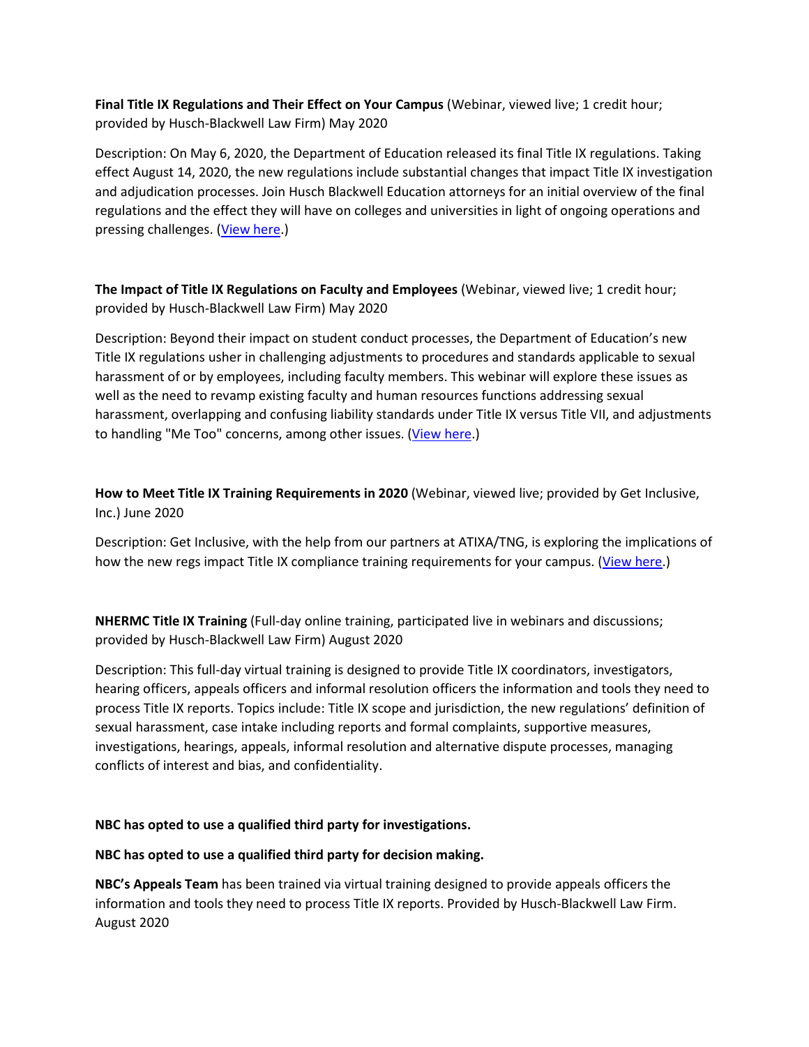**Final Title IX Regulations and Their Effect on Your Campus** (Webinar, viewed live; 1 credit hour; provided by Husch-Blackwell Law Firm) May 2020

Description: On May 6, 2020, the Department of Education released its final Title IX regulations. Taking effect August 14, 2020, the new regulations include substantial changes that impact Title IX investigation and adjudication processes. Join Husch Blackwell Education attorneys for an initial overview of the final regulations and the effect they will have on colleges and universities in light of ongoing operations and pressing challenges. (View here.)

**The Impact of Title IX Regulations on Faculty and Employees** (Webinar, viewed live; 1 credit hour; provided by Husch-Blackwell Law Firm) May 2020

Description: Beyond their impact on student conduct processes, the Department of Education's new Title IX regulations usher in challenging adjustments to procedures and standards applicable to sexual harassment of or by employees, including faculty members. This webinar will explore these issues as well as the need to revamp existing faculty and human resources functions addressing sexual harassment, overlapping and confusing liability standards under Title IX versus Title VII, and adjustments to handling "Me Too" concerns, among other issues. (View here.)

**How to Meet Title IX Training Requirements in 2020** (Webinar, viewed live; provided by Get Inclusive, Inc.) June 2020

Description: Get Inclusive, with the help from our partners at ATIXA/TNG, is exploring the implications of how the new regs impact Title IX compliance training requirements for your campus. (View here.)

**NHERMC Title IX Training** (Full-day online training, participated live in webinars and discussions; provided by Husch-Blackwell Law Firm) August 2020

Description: This full-day virtual training is designed to provide Title IX coordinators, investigators, hearing officers, appeals officers and informal resolution officers the information and tools they need to process Title IX reports. Topics include: Title IX scope and jurisdiction, the new regulations' definition of sexual harassment, case intake including reports and formal complaints, supportive measures, investigations, hearings, appeals, informal resolution and alternative dispute processes, managing conflicts of interest and bias, and confidentiality.

**NBC has opted to use a qualified third party for investigations.**

**NBC has opted to use a qualified third party for decision making.**

**NBC's Appeals Team** has been trained via virtual training designed to provide appeals officers the information and tools they need to process Title IX reports. Provided by Husch-Blackwell Law Firm. August 2020